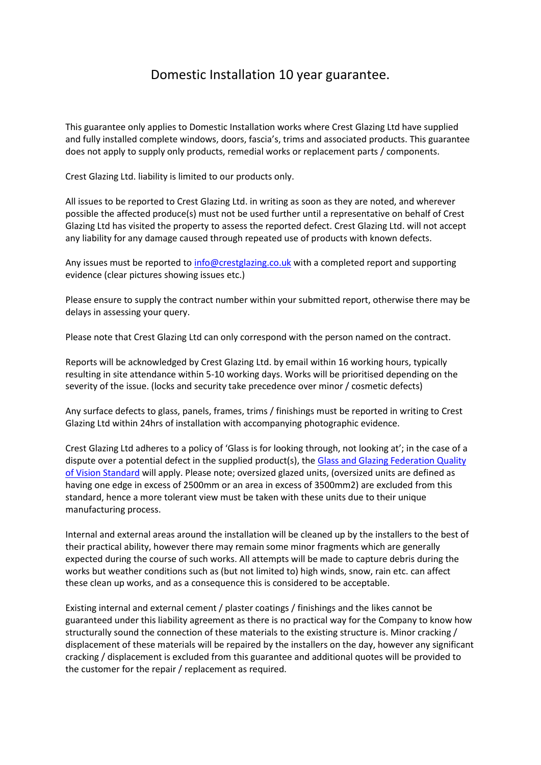# Domestic Installation 10 year guarantee.

This guarantee only applies to Domestic Installation works where Crest Glazing Ltd have supplied and fully installed complete windows, doors, fascia's, trims and associated products. This guarantee does not apply to supply only products, remedial works or replacement parts / components.

Crest Glazing Ltd. liability is limited to our products only.

All issues to be reported to Crest Glazing Ltd. in writing as soon as they are noted, and wherever possible the affected produce(s) must not be used further until a representative on behalf of Crest Glazing Ltd has visited the property to assess the reported defect. Crest Glazing Ltd. will not accept any liability for any damage caused through repeated use of products with known defects.

Any issues must be reported to [info@crestglazing.co.uk](mailto:info@crestglazing.co.uk) with a completed report and supporting evidence (clear pictures showing issues etc.)

Please ensure to supply the contract number within your submitted report, otherwise there may be delays in assessing your query.

Please note that Crest Glazing Ltd can only correspond with the person named on the contract.

Reports will be acknowledged by Crest Glazing Ltd. by email within 16 working hours, typically resulting in site attendance within 5-10 working days. Works will be prioritised depending on the severity of the issue. (locks and security take precedence over minor / cosmetic defects)

Any surface defects to glass, panels, frames, trims / finishings must be reported in writing to Crest Glazing Ltd within 24hrs of installation with accompanying photographic evidence.

Crest Glazing Ltd adheres to a policy of 'Glass is for looking through, not looking at'; in the case of a dispute over a potential defect in the supplied product(s), the Glass and Glazing Federation Quality of Vision Standard will apply. Please note; oversized glazed units, (oversized units are defined as having one edge in excess of 2500mm or an area in excess of 3500mm2) are excluded from this standard, hence a more tolerant view must be taken with these units due to their unique manufacturing process.

Internal and external areas around the installation will be cleaned up by the installers to the best of their practical ability, however there may remain some minor fragments which are generally expected during the course of such works. All attempts will be made to capture debris during the works but weather conditions such as (but not limited to) high winds, snow, rain etc. can affect these clean up works, and as a consequence this is considered to be acceptable.

Existing internal and external cement / plaster coatings / finishings and the likes cannot be guaranteed under this liability agreement as there is no practical way for the Company to know how structurally sound the connection of these materials to the existing structure is. Minor cracking / displacement of these materials will be repaired by the installers on the day, however any significant cracking / displacement is excluded from this guarantee and additional quotes will be provided to the customer for the repair / replacement as required.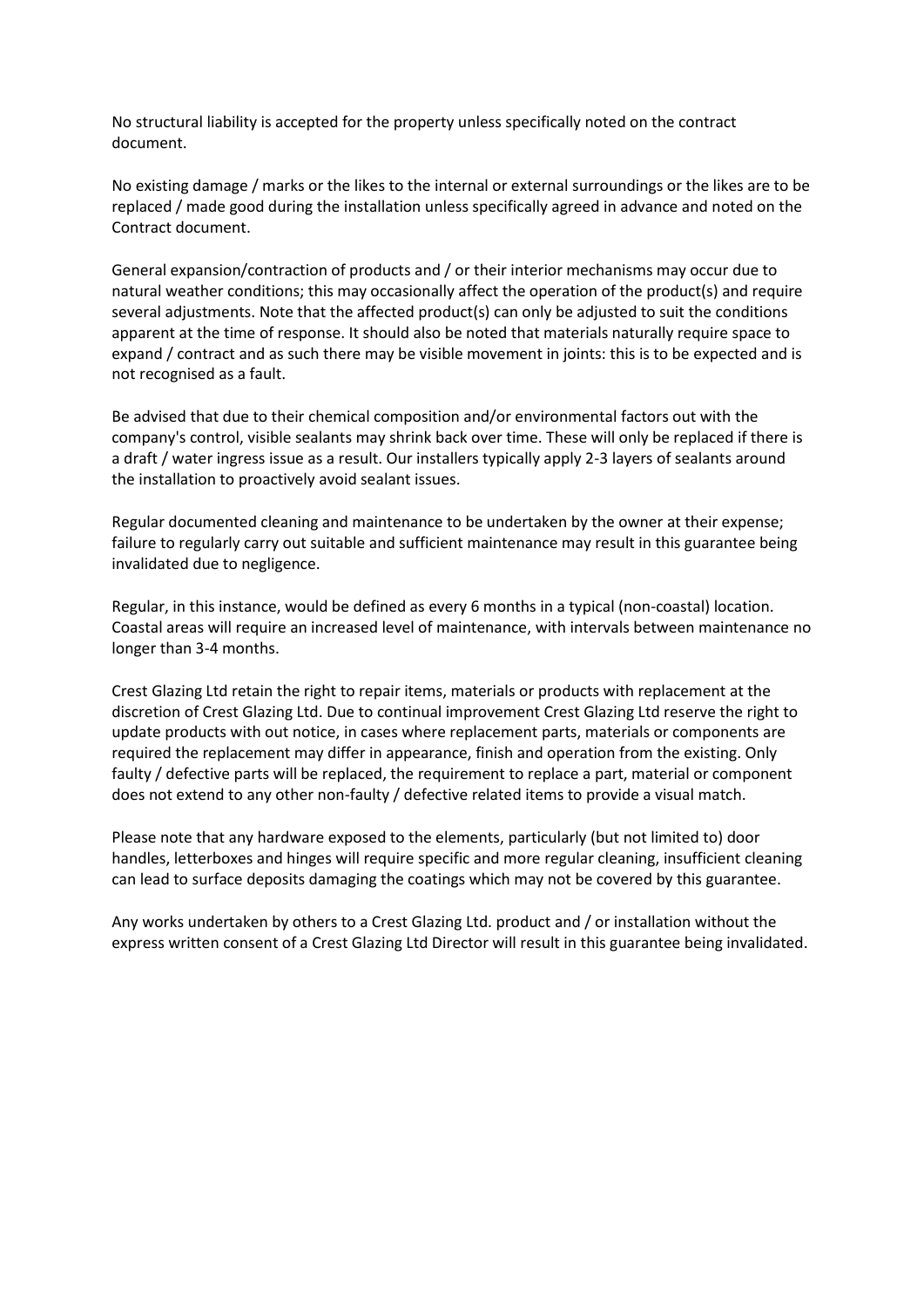No structural liability is accepted for the property unless specifically noted on the contract document.

No existing damage / marks or the likes to the internal or external surroundings or the likes are to be replaced / made good during the installation unless specifically agreed in advance and noted on the Contract document.

General expansion/contraction of products and / or their interior mechanisms may occur due to natural weather conditions; this may occasionally affect the operation of the product(s) and require several adjustments. Note that the affected product(s) can only be adjusted to suit the conditions apparent at the time of response. It should also be noted that materials naturally require space to expand / contract and as such there may be visible movement in joints: this is to be expected and is not recognised as a fault.

Be advised that due to their chemical composition and/or environmental factors out with the company's control, visible sealants may shrink back over time. These will only be replaced if there is a draft / water ingress issue as a result. Our installers typically apply 2-3 layers of sealants around the installation to proactively avoid sealant issues.

Regular documented cleaning and maintenance to be undertaken by the owner at their expense; failure to regularly carry out suitable and sufficient maintenance may result in this guarantee being invalidated due to negligence.

Regular, in this instance, would be defined as every 6 months in a typical (non-coastal) location. Coastal areas will require an increased level of maintenance, with intervals between maintenance no longer than 3-4 months.

Crest Glazing Ltd retain the right to repair items, materials or products with replacement at the discretion of Crest Glazing Ltd. Due to continual improvement Crest Glazing Ltd reserve the right to update products with out notice, in cases where replacement parts, materials or components are required the replacement may differ in appearance, finish and operation from the existing. Only faulty / defective parts will be replaced, the requirement to replace a part, material or component does not extend to any other non-faulty / defective related items to provide a visual match.

Please note that any hardware exposed to the elements, particularly (but not limited to) door handles, letterboxes and hinges will require specific and more regular cleaning, insufficient cleaning can lead to surface deposits damaging the coatings which may not be covered by this guarantee.

Any works undertaken by others to a Crest Glazing Ltd. product and / or installation without the express written consent of a Crest Glazing Ltd Director will result in this guarantee being invalidated.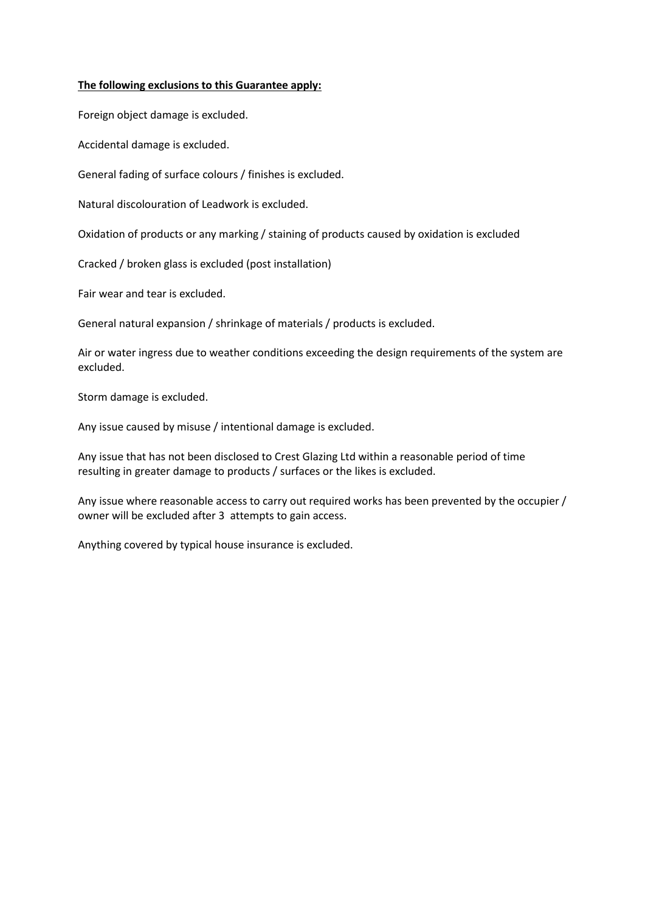**<u>The following exclusions to this Guarantee apply:</u>**

Foreign object damage is excluded.

Accidental damage is excluded.

General fading of surface colours / finishes is excluded.

Natural discolouration of Leadwork is excluded.

Oxidation of products or any marking / staining of products caused by oxidation is excluded

Cracked / broken glass is excluded (post installation)

Fair wear and tear is excluded.

General natural expansion / shrinkage of materials / products is excluded.

Air or water ingress due to weather conditions exceeding the design requirements of the system are excluded.

Storm damage is excluded.

Any issue caused by misuse / intentional damage is excluded.

Any issue that has not been disclosed to Crest Glazing Ltd within a reasonable period of time resulting in greater damage to products / surfaces or the likes is excluded.

Any issue where reasonable access to carry out required works has been prevented by the occupier / owner will be excluded after 3 attempts to gain access.

Anything covered by typical house insurance is excluded.